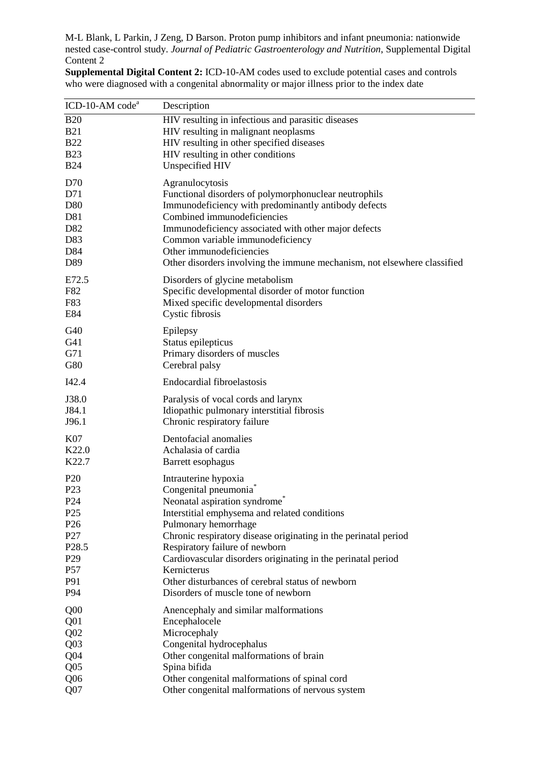M-L Blank, L Parkin, J Zeng, D Barson. Proton pump inhibitors and infant pneumonia: nationwide nested case-control study. *Journal of Pediatric Gastroenterology and Nutrition*, Supplemental Digital Content 2

**Supplemental Digital Content 2:** ICD-10-AM codes used to exclude potential cases and controls who were diagnosed with a congenital abnormality or major illness prior to the index date

| ICD-10-AM code[a] | Description |
|---|---|
| B20 | HIV resulting in infectious and parasitic diseases |
| B21 | HIV resulting in malignant neoplasms |
| B22 | HIV resulting in other specified diseases |
| B23 | HIV resulting in other conditions |
| B24 | Unspecified HIV |
| D70 | Agranulocytosis |
| D71 | Functional disorders of polymorphonuclear neutrophils |
| D80 | Immunodeficiency with predominantly antibody defects |
| D81 | Combined immunodeficiencies |
| D82 | Immunodeficiency associated with other major defects |
| D83 | Common variable immunodeficiency |
| D84 | Other immunodeficiencies |
| D89 | Other disorders involving the immune mechanism, not elsewhere classified |
| E72.5 | Disorders of glycine metabolism |
| F82 | Specific developmental disorder of motor function |
| F83 | Mixed specific developmental disorders |
| E84 | Cystic fibrosis |
| G40 | Epilepsy |
| G41 | Status epilepticus |
| G71 | Primary disorders of muscles |
| G80 | Cerebral palsy |
| I42.4 | Endocardial fibroelastosis |
| J38.0 | Paralysis of vocal cords and larynx |
| J84.1 | Idiopathic pulmonary interstitial fibrosis |
| J96.1 | Chronic respiratory failure |
| K07 | Dentofacial anomalies |
| K22.0 | Achalasia of cardia |
| K22.7 | Barrett esophagus |
| P20 | Intrauterine hypoxia |
| P23 | Congenital pneumonia[*] |
| P24 | Neonatal aspiration syndrome[*] |
| P25 | Interstitial emphysema and related conditions |
| P26 | Pulmonary hemorrhage |
| P27 | Chronic respiratory disease originating in the perinatal period |
| P28.5 | Respiratory failure of newborn |
| P29 | Cardiovascular disorders originating in the perinatal period |
| P57 | Kernicterus |
| P91 | Other disturbances of cerebral status of newborn |
| P94 | Disorders of muscle tone of newborn |
| Q00 | Anencephaly and similar malformations |
| Q01 | Encephalocele |
| Q02 | Microcephaly |
| Q03 | Congenital hydrocephalus |
| Q04 | Other congenital malformations of brain |
| Q05 | Spina bifida |
| Q06 | Other congenital malformations of spinal cord |
| Q07 | Other congenital malformations of nervous system |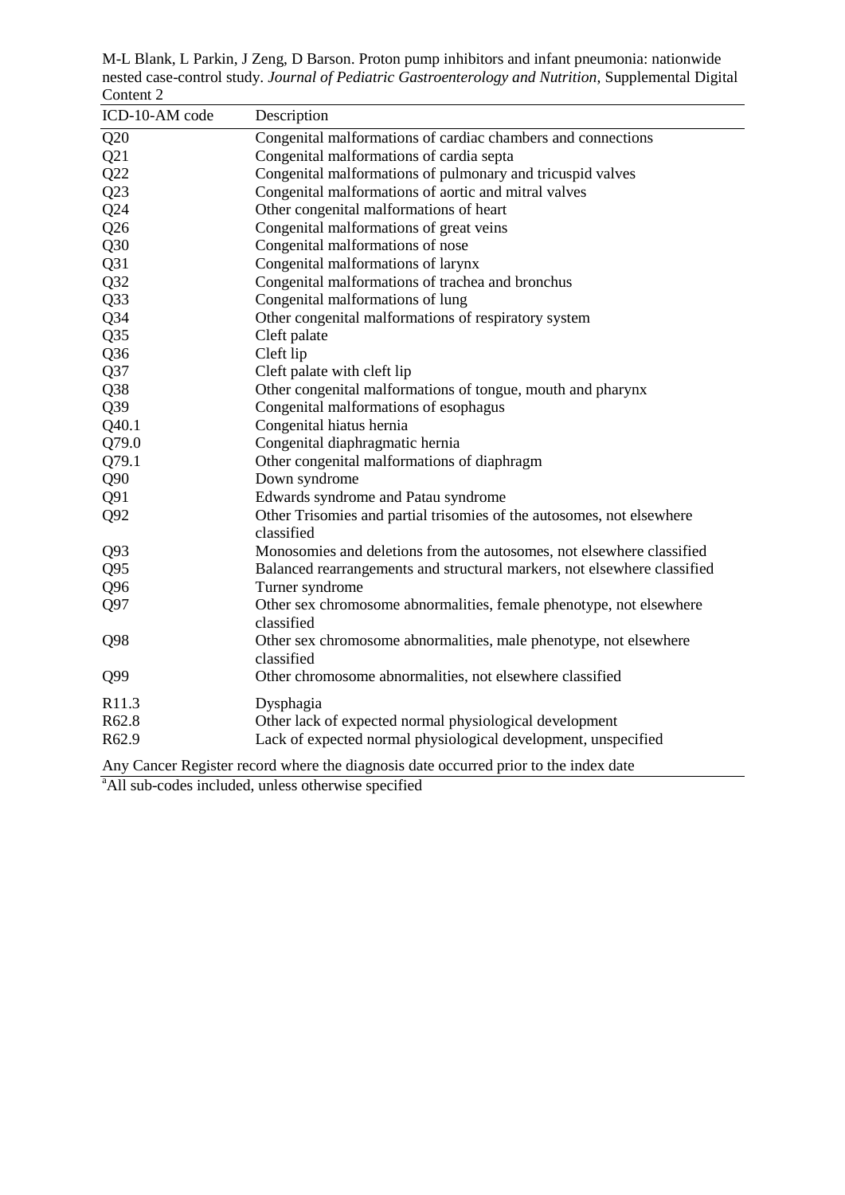M-L Blank, L Parkin, J Zeng, D Barson. Proton pump inhibitors and infant pneumonia: nationwide nested case-control study. *Journal of Pediatric Gastroenterology and Nutrition*, Supplemental Digital Content 2

| ICD-10-AM code | Description |
|---|---|
| Q20 | Congenital malformations of cardiac chambers and connections |
| Q21 | Congenital malformations of cardia septa |
| Q22 | Congenital malformations of pulmonary and tricuspid valves |
| Q23 | Congenital malformations of aortic and mitral valves |
| Q24 | Other congenital malformations of heart |
| Q26 | Congenital malformations of great veins |
| Q30 | Congenital malformations of nose |
| Q31 | Congenital malformations of larynx |
| Q32 | Congenital malformations of trachea and bronchus |
| Q33 | Congenital malformations of lung |
| Q34 | Other congenital malformations of respiratory system |
| Q35 | Cleft palate |
| Q36 | Cleft lip |
| Q37 | Cleft palate with cleft lip |
| Q38 | Other congenital malformations of tongue, mouth and pharynx |
| Q39 | Congenital malformations of esophagus |
| Q40.1 | Congenital hiatus hernia |
| Q79.0 | Congenital diaphragmatic hernia |
| Q79.1 | Other congenital malformations of diaphragm |
| Q90 | Down syndrome |
| Q91 | Edwards syndrome and Patau syndrome |
| Q92 | Other Trisomies and partial trisomies of the autosomes, not elsewhere classified |
| Q93 | Monosomies and deletions from the autosomes, not elsewhere classified |
| Q95 | Balanced rearrangements and structural markers, not elsewhere classified |
| Q96 | Turner syndrome |
| Q97 | Other sex chromosome abnormalities, female phenotype, not elsewhere classified |
| Q98 | Other sex chromosome abnormalities, male phenotype, not elsewhere classified |
| Q99 | Other chromosome abnormalities, not elsewhere classified |
| R11.3 | Dysphagia |
| R62.8 | Other lack of expected normal physiological development |
| R62.9 | Lack of expected normal physiological development, unspecified |
| Any Cancer Register record where the diagnosis date occurred prior to the index date | |

[a]All sub-codes included, unless otherwise specified